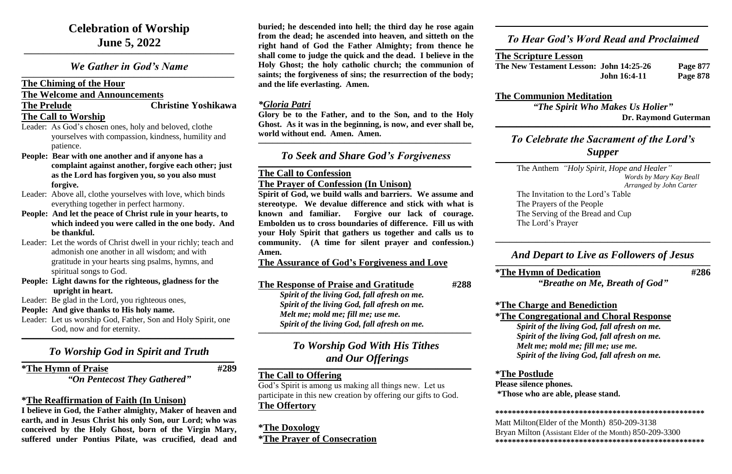# Celebration of Worship
# June 5, 2022

## *We Gather in God's Name*

**The Chiming of the Hour**

**The Welcome and Announcements**

**The Prelude** — **Christine Yoshikawa**

**The Call to Worship**

Leader: As God's chosen ones, holy and beloved, clothe yourselves with compassion, kindness, humility and patience.

**People: Bear with one another and if anyone has a complaint against another, forgive each other; just as the Lord has forgiven you, so you also must forgive.**

Leader: Above all, clothe yourselves with love, which binds everything together in perfect harmony.

**People: And let the peace of Christ rule in your hearts, to which indeed you were called in the one body. And be thankful.**

Leader: Let the words of Christ dwell in your richly; teach and admonish one another in all wisdom; and with gratitude in your hearts sing psalms, hymns, and spiritual songs to God.

**People: Light dawns for the righteous, gladness for the upright in heart.**

Leader: Be glad in the Lord, you righteous ones,

**People: And give thanks to His holy name.**

Leader: Let us worship God, Father, Son and Holy Spirit, one God, now and for eternity.

## *To Worship God in Spirit and Truth*

**\*The Hymn of Praise** — **#289**

***"On Pentecost They Gathered"***

**\*The Reaffirmation of Faith (In Unison)**

**I believe in God, the Father almighty, Maker of heaven and earth, and in Jesus Christ his only Son, our Lord; who was conceived by the Holy Ghost, born of the Virgin Mary, suffered under Pontius Pilate, was crucified, dead and buried; he descended into hell; the third day he rose again from the dead; he ascended into heaven, and sitteth on the right hand of God the Father Almighty; from thence he shall come to judge the quick and the dead. I believe in the Holy Ghost; the holy catholic church; the communion of saints; the forgiveness of sins; the resurrection of the body; and the life everlasting. Amen.**

***\*Gloria Patri***

**Glory be to the Father, and to the Son, and to the Holy Ghost. As it was in the beginning, is now, and ever shall be, world without end. Amen. Amen.**

## *To Seek and Share God's Forgiveness*

**The Call to Confession**

**The Prayer of Confession (In Unison)**

**Spirit of God, we build walls and barriers. We assume and stereotype. We devalue difference and stick with what is known and familiar. Forgive our lack of courage. Embolden us to cross boundaries of difference. Fill us with your Holy Spirit that gathers us together and calls us to community. (A time for silent prayer and confession.) Amen.**

**The Assurance of God's Forgiveness and Love**

**The Response of Praise and Gratitude** — **#288**

***Spirit of the living God, fall afresh on me.***
***Spirit of the living God, fall afresh on me.***
***Melt me; mold me; fill me; use me.***
***Spirit of the living God, fall afresh on me.***

## *To Worship God With His Tithes and Our Offerings*

**The Call to Offering**

God's Spirit is among us making all things new. Let us participate in this new creation by offering our gifts to God.

**The Offertory**

**\*The Doxology**

**\*The Prayer of Consecration**

## *To Hear God's Word Read and Proclaimed*

**The Scripture Lesson**

**The New Testament Lesson: John 14:25-26** — **Page 877**
**John 16:4-11** — **Page 878**

**The Communion Meditation**

***"The Spirit Who Makes Us Holier"***
**Dr. Raymond Guterman**

## *To Celebrate the Sacrament of the Lord's Supper*

The Anthem *"Holy Spirit, Hope and Healer"*
*Words by Mary Kay Beall*
*Arranged by John Carter*

The Invitation to the Lord's Table

The Prayers of the People

The Serving of the Bread and Cup

The Lord's Prayer

## *And Depart to Live as Followers of Jesus*

**\*The Hymn of Dedication** — **#286**

***"Breathe on Me, Breath of God"***

**\*The Charge and Benediction**

**\*The Congregational and Choral Response**

***Spirit of the living God, fall afresh on me.***
***Spirit of the living God, fall afresh on me.***
***Melt me; mold me; fill me; use me.***
***Spirit of the living God, fall afresh on me.***

**\*The Postlude**

**Please silence phones.**

**\*Those who are able, please stand.**

\*\*\*\*\*\*\*\*\*\*\*\*\*\*\*\*\*\*\*\*\*\*\*\*\*\*\*\*\*\*\*\*\*\*\*\*\*\*\*\*\*\*\*\*\*\*\*\*\*\*

Matt Milton(Elder of the Month) 850-209-3138

Bryan Milton (Assistant Elder of the Month) 850-209-3300

\*\*\*\*\*\*\*\*\*\*\*\*\*\*\*\*\*\*\*\*\*\*\*\*\*\*\*\*\*\*\*\*\*\*\*\*\*\*\*\*\*\*\*\*\*\*\*\*\*\*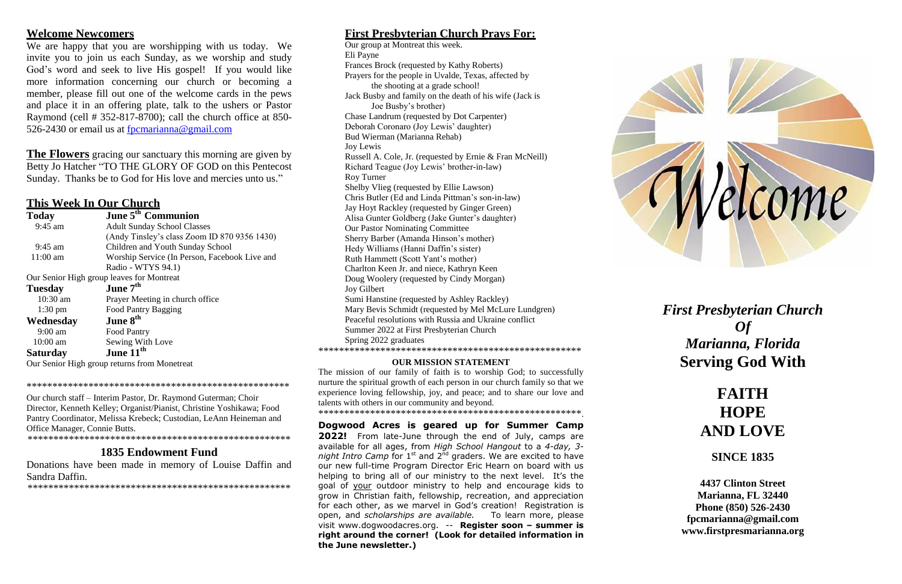## Welcome Newcomers

We are happy that you are worshipping with us today. We invite you to join us each Sunday, as we worship and study God's word and seek to live His gospel! If you would like more information concerning our church or becoming a member, please fill out one of the welcome cards in the pews and place it in an offering plate, talk to the ushers or Pastor Raymond (cell # 352-817-8700); call the church office at 850-526-2430 or email us at fpcmarianna@gmail.com

**The Flowers** gracing our sanctuary this morning are given by Betty Jo Hatcher "TO THE GLORY OF GOD on this Pentecost Sunday. Thanks be to God for His love and mercies unto us."

## This Week In Our Church

| | |
|---|---|
| **Today** | **June 5th Communion** |
| 9:45 am | Adult Sunday School Classes (Andy Tinsley's class Zoom ID 870 9356 1430) |
| 9:45 am | Children and Youth Sunday School |
| 11:00 am | Worship Service (In Person, Facebook Live and Radio - WTYS 94.1) |
| Our Senior High group leaves for Montreat | |
| **Tuesday** | **June 7th** |
| 10:30 am | Prayer Meeting in church office |
| 1:30 pm | Food Pantry Bagging |
| **Wednesday** | **June 8th** |
| 9:00 am | Food Pantry |
| 10:00 am | Sewing With Love |
| **Saturday** | **June 11th** |
| Our Senior High group returns from Monetreat | |

\*\*\*\*\*\*\*\*\*\*\*\*\*\*\*\*\*\*\*\*\*\*\*\*\*\*\*\*\*\*\*\*\*\*\*\*\*\*\*\*\*\*\*\*\*\*\*\*\*\*\*\*\*\*

Our church staff – Interim Pastor, Dr. Raymond Guterman; Choir Director, Kenneth Kelley; Organist/Pianist, Christine Yoshikawa; Food Pantry Coordinator, Melissa Krebeck; Custodian, LeAnn Heineman and Office Manager, Connie Butts.

\*\*\*\*\*\*\*\*\*\*\*\*\*\*\*\*\*\*\*\*\*\*\*\*\*\*\*\*\*\*\*\*\*\*\*\*\*\*\*\*\*\*\*\*\*\*\*\*\*\*\*\*\*\*

### 1835 Endowment Fund

Donations have been made in memory of Louise Daffin and Sandra Daffin.

\*\*\*\*\*\*\*\*\*\*\*\*\*\*\*\*\*\*\*\*\*\*\*\*\*\*\*\*\*\*\*\*\*\*\*\*\*\*\*\*\*\*\*\*\*\*\*\*\*\*\*\*\*\*

## First Presbyterian Church Prays For:

Our group at Montreat this week.
Eli Payne
Frances Brock (requested by Kathy Roberts)
Prayers for the people in Uvalde, Texas, affected by the shooting at a grade school!
Jack Busby and family on the death of his wife (Jack is Joe Busby's brother)
Chase Landrum (requested by Dot Carpenter)
Deborah Coronaro (Joy Lewis' daughter)
Bud Wierman (Marianna Rehab)
Joy Lewis
Russell A. Cole, Jr. (requested by Ernie & Fran McNeill)
Richard Teague (Joy Lewis' brother-in-law)
Roy Turner
Shelby Vlieg (requested by Ellie Lawson)
Chris Butler (Ed and Linda Pittman's son-in-law)
Jay Hoyt Rackley (requested by Ginger Green)
Alisa Gunter Goldberg (Jake Gunter's daughter)
Our Pastor Nominating Committee
Sherry Barber (Amanda Hinson's mother)
Hedy Williams (Hanni Daffin's sister)
Ruth Hammett (Scott Yant's mother)
Charlton Keen Jr. and niece, Kathryn Keen
Doug Woolery (requested by Cindy Morgan)
Joy Gilbert
Sumi Hanstine (requested by Ashley Rackley)
Mary Bevis Schmidt (requested by Mel McLure Lundgren)
Peaceful resolutions with Russia and Ukraine conflict
Summer 2022 at First Presbyterian Church
Spring 2022 graduates

\*\*\*\*\*\*\*\*\*\*\*\*\*\*\*\*\*\*\*\*\*\*\*\*\*\*\*\*\*\*\*\*\*\*\*\*\*\*\*\*\*\*\*\*\*\*\*\*\*\*\*\*\*\*

### OUR MISSION STATEMENT

The mission of our family of faith is to worship God; to successfully nurture the spiritual growth of each person in our church family so that we experience loving fellowship, joy, and peace; and to share our love and talents with others in our community and beyond.

\*\*\*\*\*\*\*\*\*\*\*\*\*\*\*\*\*\*\*\*\*\*\*\*\*\*\*\*\*\*\*\*\*\*\*\*\*\*\*\*\*\*\*\*\*\*\*\*\*\*\*\*\*\*.

**Dogwood Acres is geared up for Summer Camp 2022!** From late-June through the end of July, camps are available for all ages, from *High School Hangout* to a *4-day, 3-night Intro Camp* for 1st and 2nd graders. We are excited to have our new full-time Program Director Eric Hearn on board with us helping to bring all of our ministry to the next level. It's the goal of your outdoor ministry to help and encourage kids to grow in Christian faith, fellowship, recreation, and appreciation for each other, as we marvel in God's creation! Registration is open, and *scholarships are available*. To learn more, please visit www.dogwoodacres.org. -- **Register soon – summer is right around the corner! (Look for detailed information in the June newsletter.)**

Welcome

*First Presbyterian Church Of Marianna, Florida*

**Serving God With**

**FAITH HOPE AND LOVE**

**SINCE 1835**

**4437 Clinton Street**
**Marianna, FL 32440**
**Phone (850) 526-2430**
**fpcmarianna@gmail.com**
**www.firstpresmarianna.org**